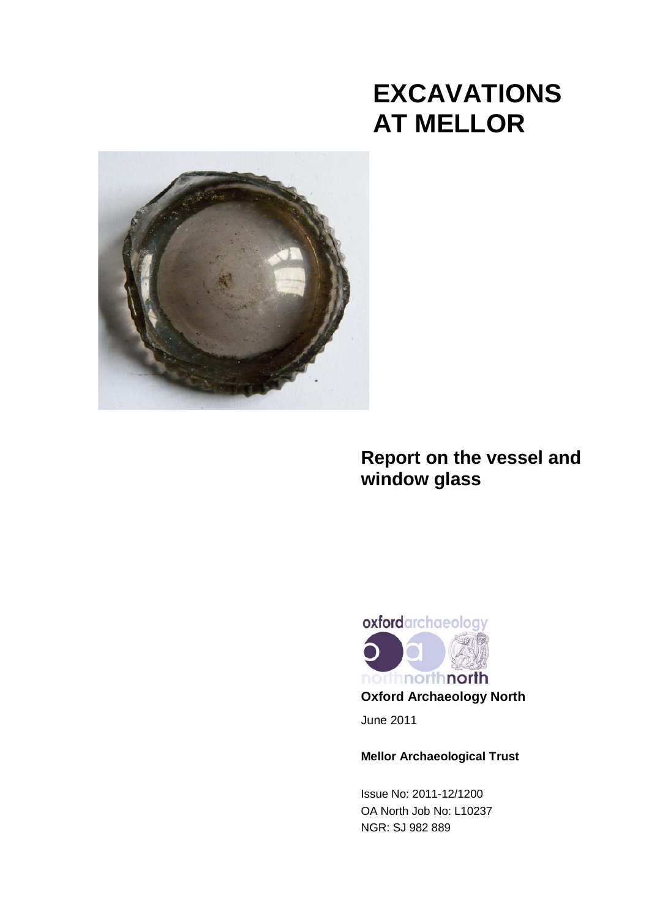# EXCAVATIONS AT MELLOR

## Report on the vessel and window glass

oxfordarchaeology north

**Oxford Archaeology North**

June 2011

**Mellor Archaeological Trust**

Issue No: 2011-12/1200
OA North Job No: L10237
NGR: SJ 982 889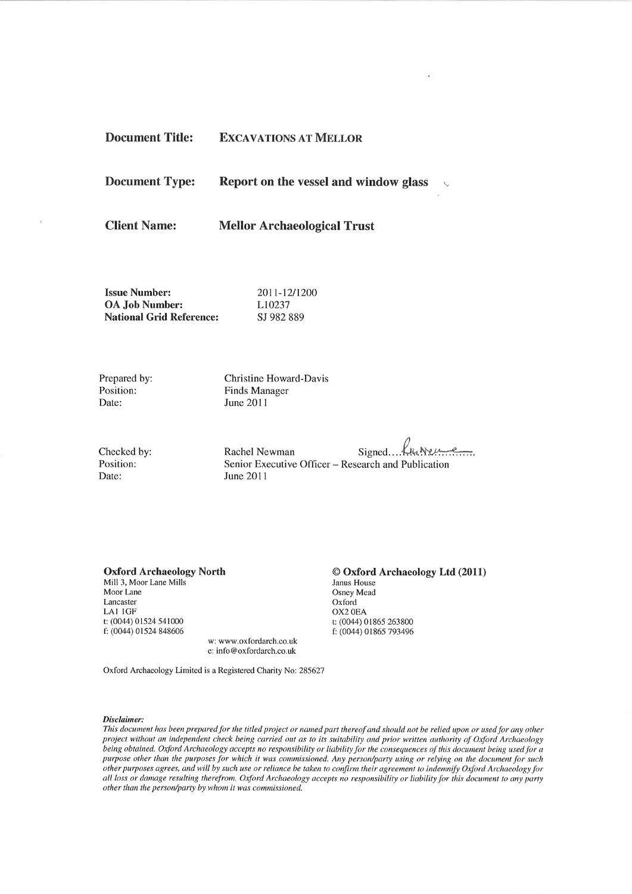**Document Title:** EXCAVATIONS AT MELLOR

**Document Type:** Report on the vessel and window glass

**Client Name:** Mellor Archaeological Trust

**Issue Number:** 2011-12/1200
**OA Job Number:** L10237
**National Grid Reference:** SJ 982 889

Prepared by: Christine Howard-Davis
Position: Finds Manager
Date: June 2011

Checked by: Rachel Newman Signed....................
Position: Senior Executive Officer – Research and Publication
Date: June 2011

**Oxford Archaeology North**
Mill 3, Moor Lane Mills
Moor Lane
Lancaster
LA1 1GF
t: (0044) 01524 541000
f: (0044) 01524 848606

w: www.oxfordarch.co.uk
e: info@oxfordarch.co.uk

**© Oxford Archaeology Ltd (2011)**
Janus House
Osney Mead
Oxford
OX2 0EA
t: (0044) 01865 263800
f: (0044) 01865 793496

Oxford Archaeology Limited is a Registered Charity No: 285627

***Disclaimer:***
*This document has been prepared for the titled project or named part thereof and should not be relied upon or used for any other project without an independent check being carried out as to its suitability and prior written authority of Oxford Archaeology being obtained. Oxford Archaeology accepts no responsibility or liability for the consequences of this document being used for a purpose other than the purposes for which it was commissioned. Any person/party using or relying on the document for such other purposes agrees, and will by such use or reliance be taken to confirm their agreement to indemnify Oxford Archaeology for all loss or damage resulting therefrom. Oxford Archaeology accepts no responsibility or liability for this document to any party other than the person/party by whom it was commissioned.*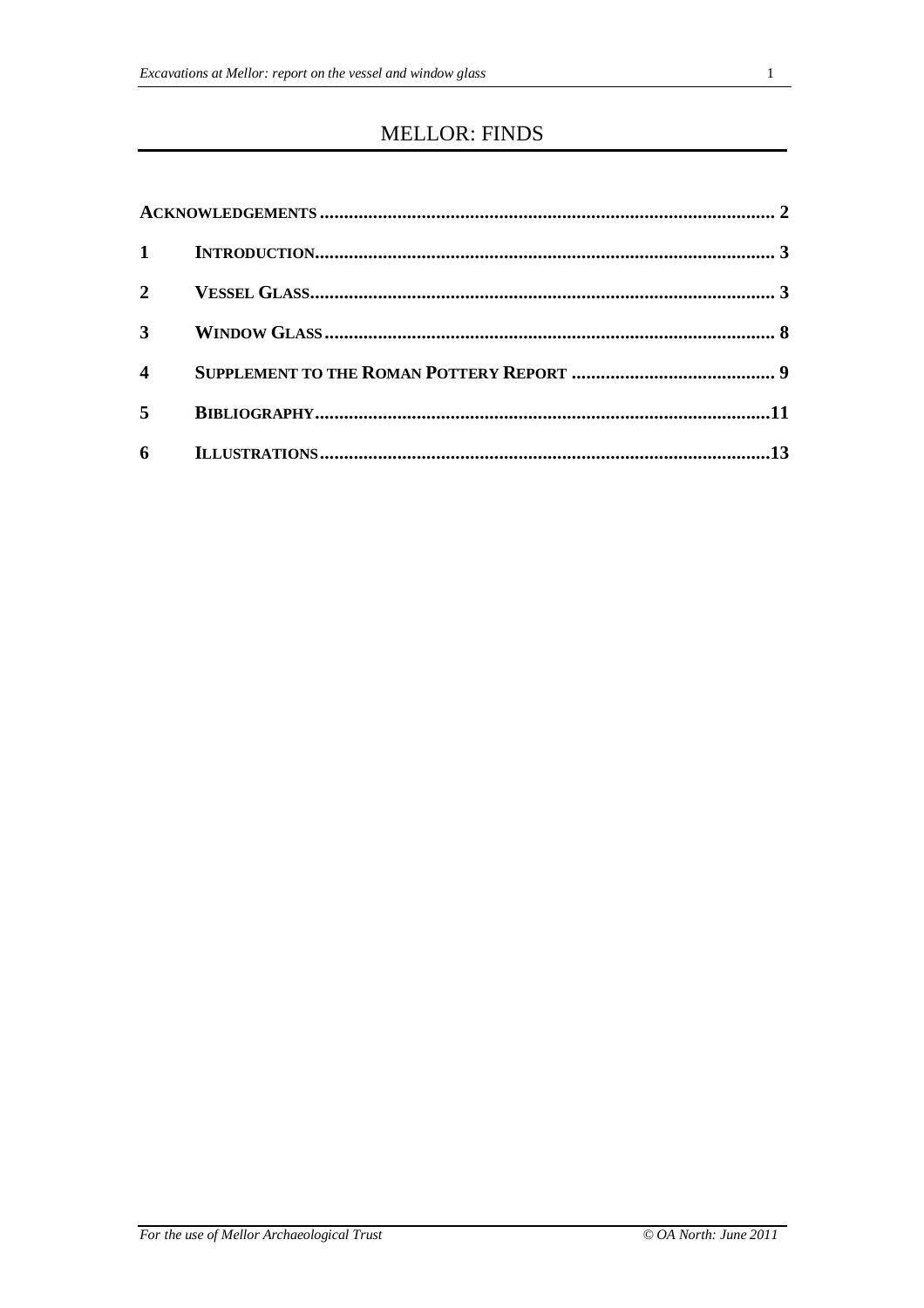# MELLOR: FINDS

| | | |
|---|---|---|
| **ACKNOWLEDGEMENTS** | | **2** |
| **1** | **INTRODUCTION** | **3** |
| **2** | **VESSEL GLASS** | **3** |
| **3** | **WINDOW GLASS** | **8** |
| **4** | **SUPPLEMENT TO THE ROMAN POTTERY REPORT** | **9** |
| **5** | **BIBLIOGRAPHY** | **11** |
| **6** | **ILLUSTRATIONS** | **13** |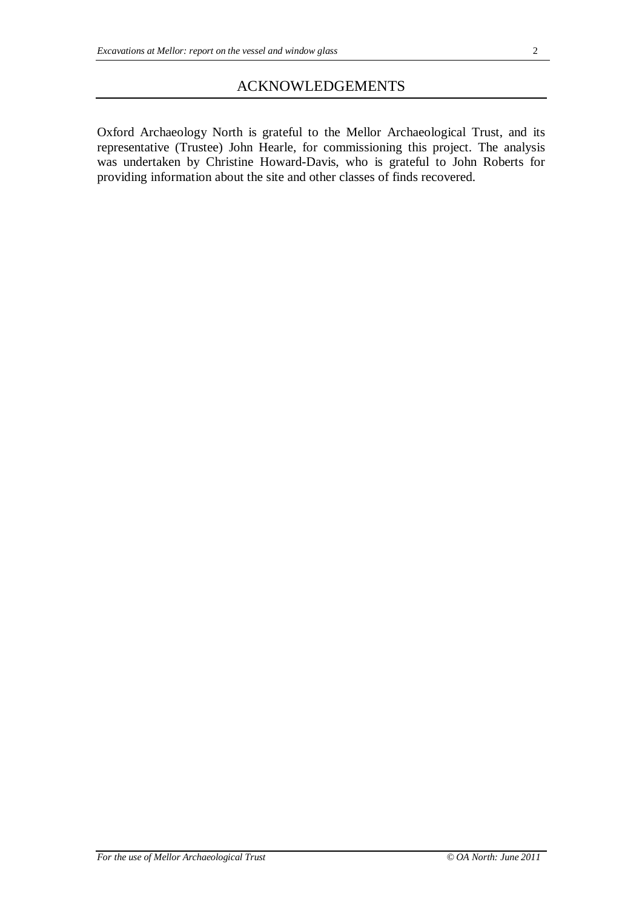## ACKNOWLEDGEMENTS

Oxford Archaeology North is grateful to the Mellor Archaeological Trust, and its representative (Trustee) John Hearle, for commissioning this project. The analysis was undertaken by Christine Howard-Davis, who is grateful to John Roberts for providing information about the site and other classes of finds recovered.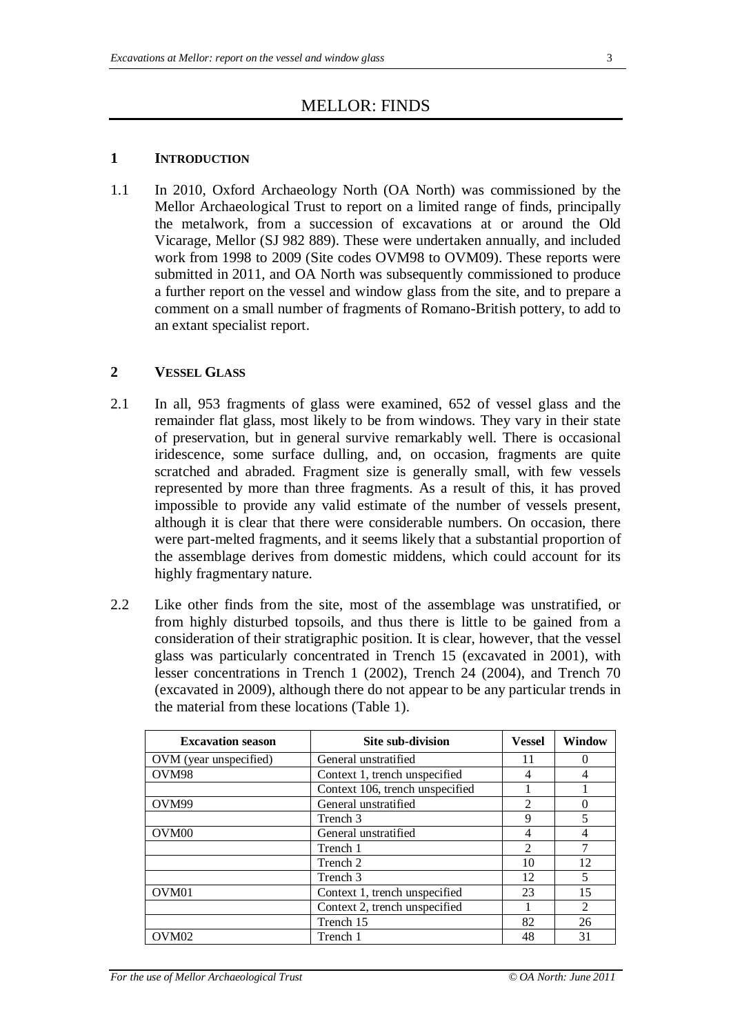# MELLOR: FINDS

## 1 INTRODUCTION

1.1 In 2010, Oxford Archaeology North (OA North) was commissioned by the Mellor Archaeological Trust to report on a limited range of finds, principally the metalwork, from a succession of excavations at or around the Old Vicarage, Mellor (SJ 982 889). These were undertaken annually, and included work from 1998 to 2009 (Site codes OVM98 to OVM09). These reports were submitted in 2011, and OA North was subsequently commissioned to produce a further report on the vessel and window glass from the site, and to prepare a comment on a small number of fragments of Romano-British pottery, to add to an extant specialist report.

## 2 VESSEL GLASS

2.1 In all, 953 fragments of glass were examined, 652 of vessel glass and the remainder flat glass, most likely to be from windows. They vary in their state of preservation, but in general survive remarkably well. There is occasional iridescence, some surface dulling, and, on occasion, fragments are quite scratched and abraded. Fragment size is generally small, with few vessels represented by more than three fragments. As a result of this, it has proved impossible to provide any valid estimate of the number of vessels present, although it is clear that there were considerable numbers. On occasion, there were part-melted fragments, and it seems likely that a substantial proportion of the assemblage derives from domestic middens, which could account for its highly fragmentary nature.

2.2 Like other finds from the site, most of the assemblage was unstratified, or from highly disturbed topsoils, and thus there is little to be gained from a consideration of their stratigraphic position. It is clear, however, that the vessel glass was particularly concentrated in Trench 15 (excavated in 2001), with lesser concentrations in Trench 1 (2002), Trench 24 (2004), and Trench 70 (excavated in 2009), although there do not appear to be any particular trends in the material from these locations (Table 1).

| Excavation season | Site sub-division | Vessel | Window |
|---|---|---|---|
| OVM (year unspecified) | General unstratified | 11 | 0 |
| OVM98 | Context 1, trench unspecified | 4 | 4 |
| | Context 106, trench unspecified | 1 | 1 |
| OVM99 | General unstratified | 2 | 0 |
| | Trench 3 | 9 | 5 |
| OVM00 | General unstratified | 4 | 4 |
| | Trench 1 | 2 | 7 |
| | Trench 2 | 10 | 12 |
| | Trench 3 | 12 | 5 |
| OVM01 | Context 1, trench unspecified | 23 | 15 |
| | Context 2, trench unspecified | 1 | 2 |
| | Trench 15 | 82 | 26 |
| OVM02 | Trench 1 | 48 | 31 |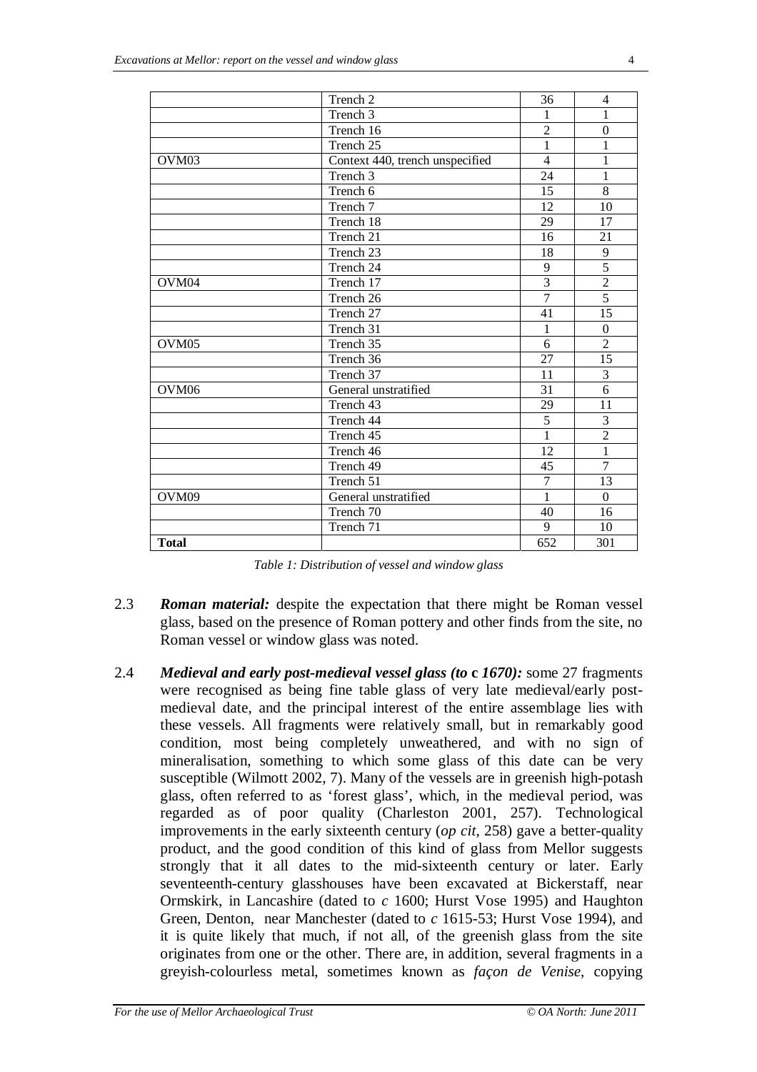| | | | |
|---|---|---|---|
| | Trench 2 | 36 | 4 |
| | Trench 3 | 1 | 1 |
| | Trench 16 | 2 | 0 |
| | Trench 25 | 1 | 1 |
| OVM03 | Context 440, trench unspecified | 4 | 1 |
| | Trench 3 | 24 | 1 |
| | Trench 6 | 15 | 8 |
| | Trench 7 | 12 | 10 |
| | Trench 18 | 29 | 17 |
| | Trench 21 | 16 | 21 |
| | Trench 23 | 18 | 9 |
| | Trench 24 | 9 | 5 |
| OVM04 | Trench 17 | 3 | 2 |
| | Trench 26 | 7 | 5 |
| | Trench 27 | 41 | 15 |
| | Trench 31 | 1 | 0 |
| OVM05 | Trench 35 | 6 | 2 |
| | Trench 36 | 27 | 15 |
| | Trench 37 | 11 | 3 |
| OVM06 | General unstratified | 31 | 6 |
| | Trench 43 | 29 | 11 |
| | Trench 44 | 5 | 3 |
| | Trench 45 | 1 | 2 |
| | Trench 46 | 12 | 1 |
| | Trench 49 | 45 | 7 |
| | Trench 51 | 7 | 13 |
| OVM09 | General unstratified | 1 | 0 |
| | Trench 70 | 40 | 16 |
| | Trench 71 | 9 | 10 |
| **Total** | | 652 | 301 |

*Table 1: Distribution of vessel and window glass*

2.3 ***Roman material:*** despite the expectation that there might be Roman vessel glass, based on the presence of Roman pottery and other finds from the site, no Roman vessel or window glass was noted.

2.4 ***Medieval and early post-medieval vessel glass (to* c *1670):*** some 27 fragments were recognised as being fine table glass of very late medieval/early post-medieval date, and the principal interest of the entire assemblage lies with these vessels. All fragments were relatively small, but in remarkably good condition, most being completely unweathered, and with no sign of mineralisation, something to which some glass of this date can be very susceptible (Wilmott 2002, 7). Many of the vessels are in greenish high-potash glass, often referred to as 'forest glass', which, in the medieval period, was regarded as of poor quality (Charleston 2001, 257). Technological improvements in the early sixteenth century (*op cit*, 258) gave a better-quality product, and the good condition of this kind of glass from Mellor suggests strongly that it all dates to the mid-sixteenth century or later. Early seventeenth-century glasshouses have been excavated at Bickerstaff, near Ormskirk, in Lancashire (dated to *c* 1600; Hurst Vose 1995) and Haughton Green, Denton, near Manchester (dated to *c* 1615-53; Hurst Vose 1994), and it is quite likely that much, if not all, of the greenish glass from the site originates from one or the other. There are, in addition, several fragments in a greyish-colourless metal, sometimes known as *façon de Venise*, copying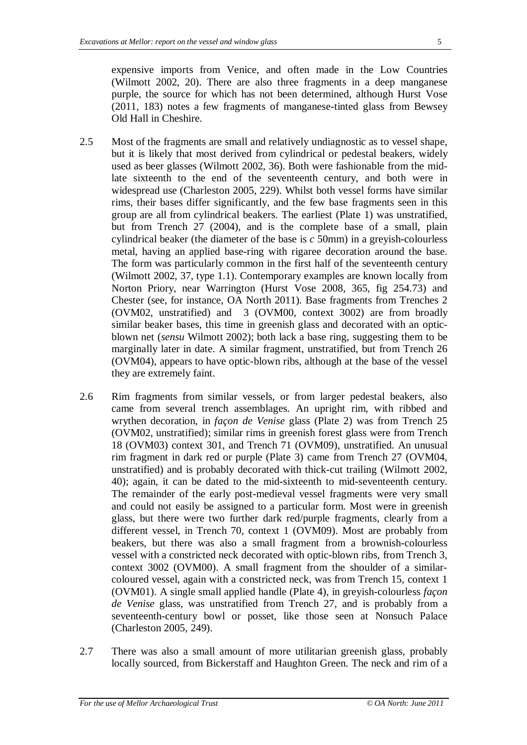expensive imports from Venice, and often made in the Low Countries (Wilmott 2002, 20). There are also three fragments in a deep manganese purple, the source for which has not been determined, although Hurst Vose (2011, 183) notes a few fragments of manganese-tinted glass from Bewsey Old Hall in Cheshire.

2.5 Most of the fragments are small and relatively undiagnostic as to vessel shape, but it is likely that most derived from cylindrical or pedestal beakers, widely used as beer glasses (Wilmott 2002, 36). Both were fashionable from the mid-late sixteenth to the end of the seventeenth century, and both were in widespread use (Charleston 2005, 229). Whilst both vessel forms have similar rims, their bases differ significantly, and the few base fragments seen in this group are all from cylindrical beakers. The earliest (Plate 1) was unstratified, but from Trench 27 (2004), and is the complete base of a small, plain cylindrical beaker (the diameter of the base is *c* 50mm) in a greyish-colourless metal, having an applied base-ring with rigaree decoration around the base. The form was particularly common in the first half of the seventeenth century (Wilmott 2002, 37, type 1.1). Contemporary examples are known locally from Norton Priory, near Warrington (Hurst Vose 2008, 365, fig 254.73) and Chester (see, for instance, OA North 2011). Base fragments from Trenches 2 (OVM02, unstratified) and 3 (OVM00, context 3002) are from broadly similar beaker bases, this time in greenish glass and decorated with an optic-blown net (*sensu* Wilmott 2002); both lack a base ring, suggesting them to be marginally later in date. A similar fragment, unstratified, but from Trench 26 (OVM04), appears to have optic-blown ribs, although at the base of the vessel they are extremely faint.

2.6 Rim fragments from similar vessels, or from larger pedestal beakers, also came from several trench assemblages. An upright rim, with ribbed and wrythen decoration, in *façon de Venise* glass (Plate 2) was from Trench 25 (OVM02, unstratified); similar rims in greenish forest glass were from Trench 18 (OVM03) context 301, and Trench 71 (OVM09), unstratified. An unusual rim fragment in dark red or purple (Plate 3) came from Trench 27 (OVM04, unstratified) and is probably decorated with thick-cut trailing (Wilmott 2002, 40); again, it can be dated to the mid-sixteenth to mid-seventeenth century. The remainder of the early post-medieval vessel fragments were very small and could not easily be assigned to a particular form. Most were in greenish glass, but there were two further dark red/purple fragments, clearly from a different vessel, in Trench 70, context 1 (OVM09). Most are probably from beakers, but there was also a small fragment from a brownish-colourless vessel with a constricted neck decorated with optic-blown ribs, from Trench 3, context 3002 (OVM00). A small fragment from the shoulder of a similar-coloured vessel, again with a constricted neck, was from Trench 15, context 1 (OVM01). A single small applied handle (Plate 4), in greyish-colourless *façon de Venise* glass, was unstratified from Trench 27, and is probably from a seventeenth-century bowl or posset, like those seen at Nonsuch Palace (Charleston 2005, 249).

2.7 There was also a small amount of more utilitarian greenish glass, probably locally sourced, from Bickerstaff and Haughton Green. The neck and rim of a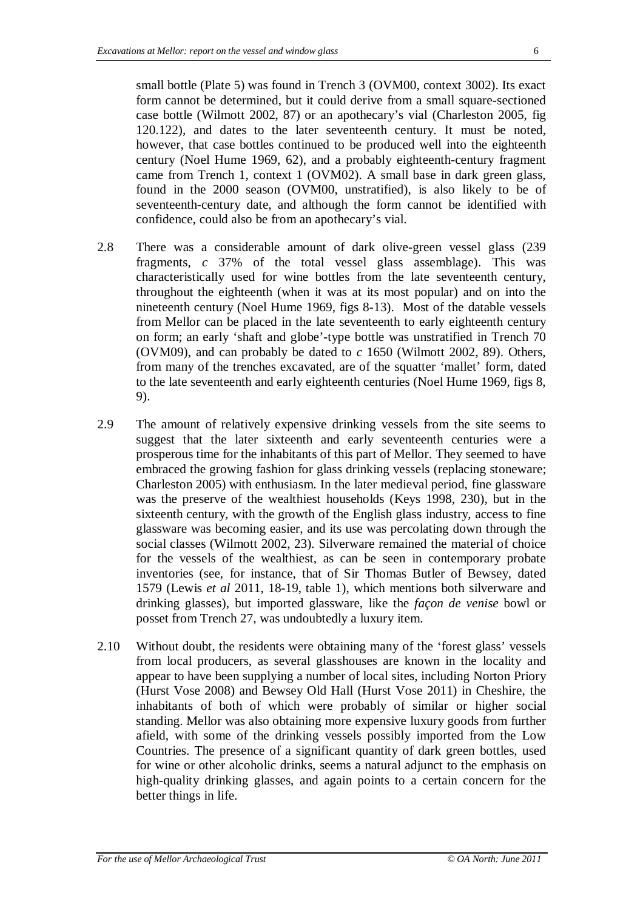small bottle (Plate 5) was found in Trench 3 (OVM00, context 3002). Its exact form cannot be determined, but it could derive from a small square-sectioned case bottle (Wilmott 2002, 87) or an apothecary's vial (Charleston 2005, fig 120.122), and dates to the later seventeenth century. It must be noted, however, that case bottles continued to be produced well into the eighteenth century (Noel Hume 1969, 62), and a probably eighteenth-century fragment came from Trench 1, context 1 (OVM02). A small base in dark green glass, found in the 2000 season (OVM00, unstratified), is also likely to be of seventeenth-century date, and although the form cannot be identified with confidence, could also be from an apothecary's vial.

2.8 There was a considerable amount of dark olive-green vessel glass (239 fragments, *c* 37% of the total vessel glass assemblage). This was characteristically used for wine bottles from the late seventeenth century, throughout the eighteenth (when it was at its most popular) and on into the nineteenth century (Noel Hume 1969, figs 8-13). Most of the datable vessels from Mellor can be placed in the late seventeenth to early eighteenth century on form; an early 'shaft and globe'-type bottle was unstratified in Trench 70 (OVM09), and can probably be dated to *c* 1650 (Wilmott 2002, 89). Others, from many of the trenches excavated, are of the squatter 'mallet' form, dated to the late seventeenth and early eighteenth centuries (Noel Hume 1969, figs 8, 9).

2.9 The amount of relatively expensive drinking vessels from the site seems to suggest that the later sixteenth and early seventeenth centuries were a prosperous time for the inhabitants of this part of Mellor. They seemed to have embraced the growing fashion for glass drinking vessels (replacing stoneware; Charleston 2005) with enthusiasm. In the later medieval period, fine glassware was the preserve of the wealthiest households (Keys 1998, 230), but in the sixteenth century, with the growth of the English glass industry, access to fine glassware was becoming easier, and its use was percolating down through the social classes (Wilmott 2002, 23). Silverware remained the material of choice for the vessels of the wealthiest, as can be seen in contemporary probate inventories (see, for instance, that of Sir Thomas Butler of Bewsey, dated 1579 (Lewis *et al* 2011, 18-19, table 1), which mentions both silverware and drinking glasses), but imported glassware, like the *façon de venise* bowl or posset from Trench 27, was undoubtedly a luxury item.

2.10 Without doubt, the residents were obtaining many of the 'forest glass' vessels from local producers, as several glasshouses are known in the locality and appear to have been supplying a number of local sites, including Norton Priory (Hurst Vose 2008) and Bewsey Old Hall (Hurst Vose 2011) in Cheshire, the inhabitants of both of which were probably of similar or higher social standing. Mellor was also obtaining more expensive luxury goods from further afield, with some of the drinking vessels possibly imported from the Low Countries. The presence of a significant quantity of dark green bottles, used for wine or other alcoholic drinks, seems a natural adjunct to the emphasis on high-quality drinking glasses, and again points to a certain concern for the better things in life.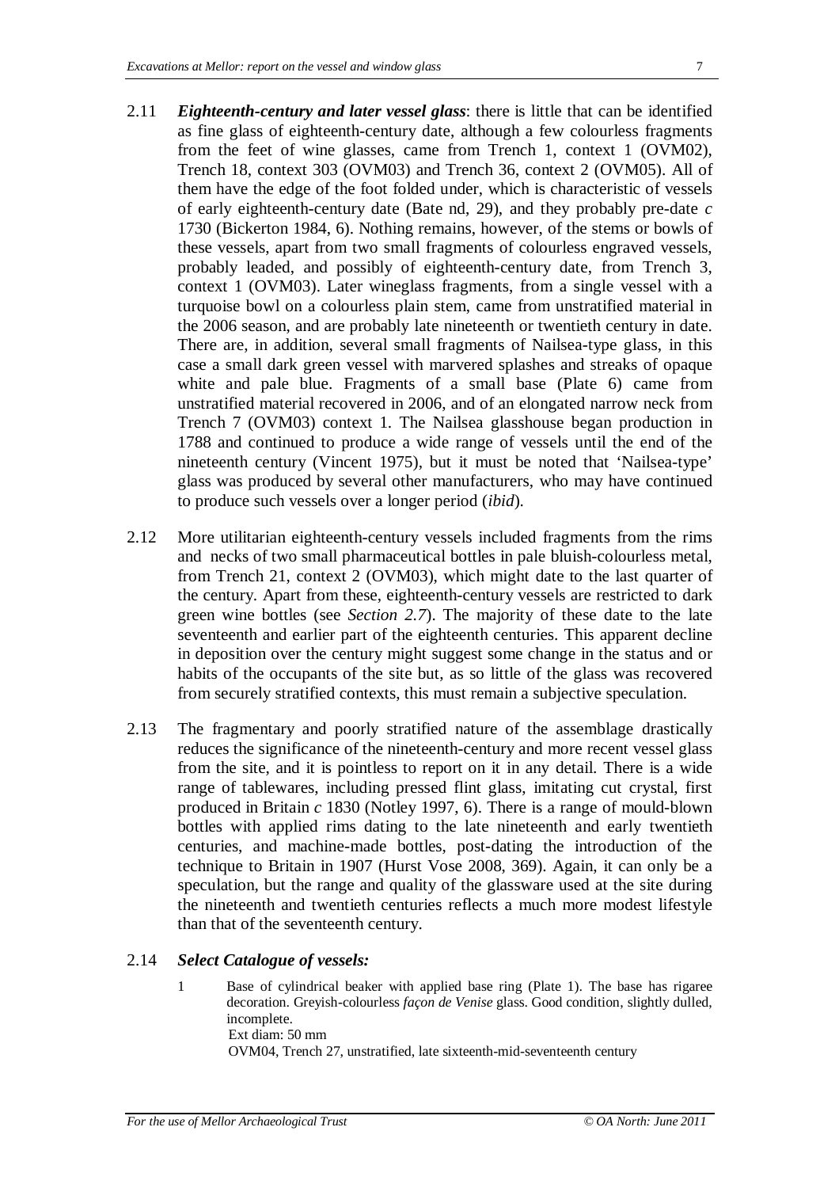2.11 ***Eighteenth-century and later vessel glass***: there is little that can be identified as fine glass of eighteenth-century date, although a few colourless fragments from the feet of wine glasses, came from Trench 1, context 1 (OVM02), Trench 18, context 303 (OVM03) and Trench 36, context 2 (OVM05). All of them have the edge of the foot folded under, which is characteristic of vessels of early eighteenth-century date (Bate nd, 29), and they probably pre-date *c* 1730 (Bickerton 1984, 6). Nothing remains, however, of the stems or bowls of these vessels, apart from two small fragments of colourless engraved vessels, probably leaded, and possibly of eighteenth-century date, from Trench 3, context 1 (OVM03). Later wineglass fragments, from a single vessel with a turquoise bowl on a colourless plain stem, came from unstratified material in the 2006 season, and are probably late nineteenth or twentieth century in date. There are, in addition, several small fragments of Nailsea-type glass, in this case a small dark green vessel with marvered splashes and streaks of opaque white and pale blue. Fragments of a small base (Plate 6) came from unstratified material recovered in 2006, and of an elongated narrow neck from Trench 7 (OVM03) context 1. The Nailsea glasshouse began production in 1788 and continued to produce a wide range of vessels until the end of the nineteenth century (Vincent 1975), but it must be noted that 'Nailsea-type' glass was produced by several other manufacturers, who may have continued to produce such vessels over a longer period (*ibid*).

2.12 More utilitarian eighteenth-century vessels included fragments from the rims and necks of two small pharmaceutical bottles in pale bluish-colourless metal, from Trench 21, context 2 (OVM03), which might date to the last quarter of the century. Apart from these, eighteenth-century vessels are restricted to dark green wine bottles (see *Section 2.7*). The majority of these date to the late seventeenth and earlier part of the eighteenth centuries. This apparent decline in deposition over the century might suggest some change in the status and or habits of the occupants of the site but, as so little of the glass was recovered from securely stratified contexts, this must remain a subjective speculation.

2.13 The fragmentary and poorly stratified nature of the assemblage drastically reduces the significance of the nineteenth-century and more recent vessel glass from the site, and it is pointless to report on it in any detail. There is a wide range of tablewares, including pressed flint glass, imitating cut crystal, first produced in Britain *c* 1830 (Notley 1997, 6). There is a range of mould-blown bottles with applied rims dating to the late nineteenth and early twentieth centuries, and machine-made bottles, post-dating the introduction of the technique to Britain in 1907 (Hurst Vose 2008, 369). Again, it can only be a speculation, but the range and quality of the glassware used at the site during the nineteenth and twentieth centuries reflects a much more modest lifestyle than that of the seventeenth century.

2.14 ***Select Catalogue of vessels:***

1 Base of cylindrical beaker with applied base ring (Plate 1). The base has rigaree decoration. Greyish-colourless *façon de Venise* glass. Good condition, slightly dulled, incomplete.
Ext diam: 50 mm
OVM04, Trench 27, unstratified, late sixteenth-mid-seventeenth century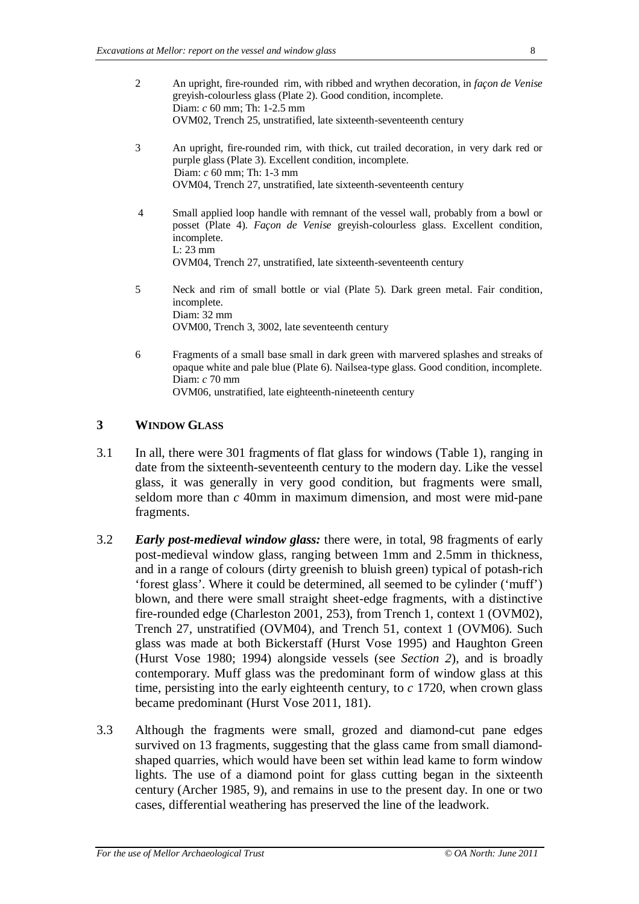2 An upright, fire-rounded rim, with ribbed and wrythen decoration, in *façon de Venise* greyish-colourless glass (Plate 2). Good condition, incomplete.
Diam: *c* 60 mm; Th: 1-2.5 mm
OVM02, Trench 25, unstratified, late sixteenth-seventeenth century

3 An upright, fire-rounded rim, with thick, cut trailed decoration, in very dark red or purple glass (Plate 3). Excellent condition, incomplete.
Diam: *c* 60 mm; Th: 1-3 mm
OVM04, Trench 27, unstratified, late sixteenth-seventeenth century

4 Small applied loop handle with remnant of the vessel wall, probably from a bowl or posset (Plate 4). *Façon de Venise* greyish-colourless glass. Excellent condition, incomplete.
L: 23 mm
OVM04, Trench 27, unstratified, late sixteenth-seventeenth century

5 Neck and rim of small bottle or vial (Plate 5). Dark green metal. Fair condition, incomplete.
Diam: 32 mm
OVM00, Trench 3, 3002, late seventeenth century

6 Fragments of a small base small in dark green with marvered splashes and streaks of opaque white and pale blue (Plate 6). Nailsea-type glass. Good condition, incomplete.
Diam: *c* 70 mm
OVM06, unstratified, late eighteenth-nineteenth century

## 3 WINDOW GLASS

3.1 In all, there were 301 fragments of flat glass for windows (Table 1), ranging in date from the sixteenth-seventeenth century to the modern day. Like the vessel glass, it was generally in very good condition, but fragments were small, seldom more than *c* 40mm in maximum dimension, and most were mid-pane fragments.

3.2 ***Early post-medieval window glass:*** there were, in total, 98 fragments of early post-medieval window glass, ranging between 1mm and 2.5mm in thickness, and in a range of colours (dirty greenish to bluish green) typical of potash-rich 'forest glass'. Where it could be determined, all seemed to be cylinder ('muff') blown, and there were small straight sheet-edge fragments, with a distinctive fire-rounded edge (Charleston 2001, 253), from Trench 1, context 1 (OVM02), Trench 27, unstratified (OVM04), and Trench 51, context 1 (OVM06). Such glass was made at both Bickerstaff (Hurst Vose 1995) and Haughton Green (Hurst Vose 1980; 1994) alongside vessels (see *Section 2*), and is broadly contemporary. Muff glass was the predominant form of window glass at this time, persisting into the early eighteenth century, to *c* 1720, when crown glass became predominant (Hurst Vose 2011, 181).

3.3 Although the fragments were small, grozed and diamond-cut pane edges survived on 13 fragments, suggesting that the glass came from small diamond-shaped quarries, which would have been set within lead kame to form window lights. The use of a diamond point for glass cutting began in the sixteenth century (Archer 1985, 9), and remains in use to the present day. In one or two cases, differential weathering has preserved the line of the leadwork.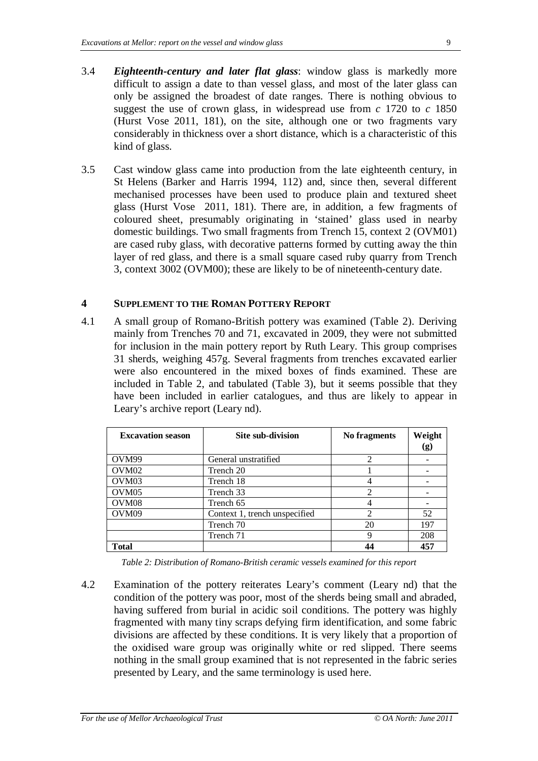3.4 ***Eighteenth-century and later flat glass***: window glass is markedly more difficult to assign a date to than vessel glass, and most of the later glass can only be assigned the broadest of date ranges. There is nothing obvious to suggest the use of crown glass, in widespread use from *c* 1720 to *c* 1850 (Hurst Vose 2011, 181), on the site, although one or two fragments vary considerably in thickness over a short distance, which is a characteristic of this kind of glass.

3.5 Cast window glass came into production from the late eighteenth century, in St Helens (Barker and Harris 1994, 112) and, since then, several different mechanised processes have been used to produce plain and textured sheet glass (Hurst Vose 2011, 181). There are, in addition, a few fragments of coloured sheet, presumably originating in 'stained' glass used in nearby domestic buildings. Two small fragments from Trench 15, context 2 (OVM01) are cased ruby glass, with decorative patterns formed by cutting away the thin layer of red glass, and there is a small square cased ruby quarry from Trench 3, context 3002 (OVM00); these are likely to be of nineteenth-century date.

## 4 Supplement to the Roman Pottery Report

4.1 A small group of Romano-British pottery was examined (Table 2). Deriving mainly from Trenches 70 and 71, excavated in 2009, they were not submitted for inclusion in the main pottery report by Ruth Leary. This group comprises 31 sherds, weighing 457g. Several fragments from trenches excavated earlier were also encountered in the mixed boxes of finds examined. These are included in Table 2, and tabulated (Table 3), but it seems possible that they have been included in earlier catalogues, and thus are likely to appear in Leary's archive report (Leary nd).

| Excavation season | Site sub-division | No fragments | Weight (g) |
|---|---|---|---|
| OVM99 | General unstratified | 2 | - |
| OVM02 | Trench 20 | 1 | - |
| OVM03 | Trench 18 | 4 | - |
| OVM05 | Trench 33 | 2 | - |
| OVM08 | Trench 65 | 4 | - |
| OVM09 | Context 1, trench unspecified | 2 | 52 |
| | Trench 70 | 20 | 197 |
| | Trench 71 | 9 | 208 |
| **Total** | | **44** | **457** |

*Table 2: Distribution of Romano-British ceramic vessels examined for this report*

4.2 Examination of the pottery reiterates Leary's comment (Leary nd) that the condition of the pottery was poor, most of the sherds being small and abraded, having suffered from burial in acidic soil conditions. The pottery was highly fragmented with many tiny scraps defying firm identification, and some fabric divisions are affected by these conditions. It is very likely that a proportion of the oxidised ware group was originally white or red slipped. There seems nothing in the small group examined that is not represented in the fabric series presented by Leary, and the same terminology is used here.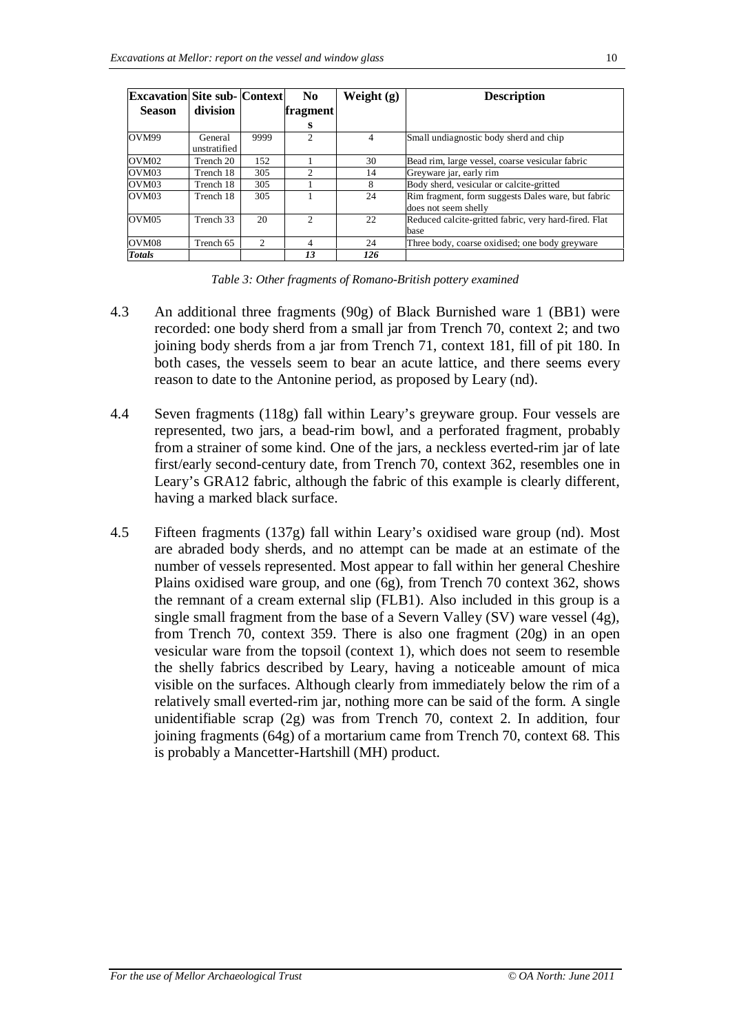| Excavation Season | Site sub-division | Context | No fragments | Weight (g) | Description |
|---|---|---|---|---|---|
| OVM99 | General unstratified | 9999 | 2 | 4 | Small undiagnostic body sherd and chip |
| OVM02 | Trench 20 | 152 | 1 | 30 | Bead rim, large vessel, coarse vesicular fabric |
| OVM03 | Trench 18 | 305 | 2 | 14 | Greyware jar, early rim |
| OVM03 | Trench 18 | 305 | 1 | 8 | Body sherd, vesicular or calcite-gritted |
| OVM03 | Trench 18 | 305 | 1 | 24 | Rim fragment, form suggests Dales ware, but fabric does not seem shelly |
| OVM05 | Trench 33 | 20 | 2 | 22 | Reduced calcite-gritted fabric, very hard-fired. Flat base |
| OVM08 | Trench 65 | 2 | 4 | 24 | Three body, coarse oxidised; one body greyware |
| ***Totals*** | | | ***13*** | ***126*** | |

*Table 3: Other fragments of Romano-British pottery examined*

4.3 An additional three fragments (90g) of Black Burnished ware 1 (BB1) were recorded: one body sherd from a small jar from Trench 70, context 2; and two joining body sherds from a jar from Trench 71, context 181, fill of pit 180. In both cases, the vessels seem to bear an acute lattice, and there seems every reason to date to the Antonine period, as proposed by Leary (nd).

4.4 Seven fragments (118g) fall within Leary's greyware group. Four vessels are represented, two jars, a bead-rim bowl, and a perforated fragment, probably from a strainer of some kind. One of the jars, a neckless everted-rim jar of late first/early second-century date, from Trench 70, context 362, resembles one in Leary's GRA12 fabric, although the fabric of this example is clearly different, having a marked black surface.

4.5 Fifteen fragments (137g) fall within Leary's oxidised ware group (nd). Most are abraded body sherds, and no attempt can be made at an estimate of the number of vessels represented. Most appear to fall within her general Cheshire Plains oxidised ware group, and one (6g), from Trench 70 context 362, shows the remnant of a cream external slip (FLB1). Also included in this group is a single small fragment from the base of a Severn Valley (SV) ware vessel (4g), from Trench 70, context 359. There is also one fragment (20g) in an open vesicular ware from the topsoil (context 1), which does not seem to resemble the shelly fabrics described by Leary, having a noticeable amount of mica visible on the surfaces. Although clearly from immediately below the rim of a relatively small everted-rim jar, nothing more can be said of the form. A single unidentifiable scrap (2g) was from Trench 70, context 2. In addition, four joining fragments (64g) of a mortarium came from Trench 70, context 68. This is probably a Mancetter-Hartshill (MH) product.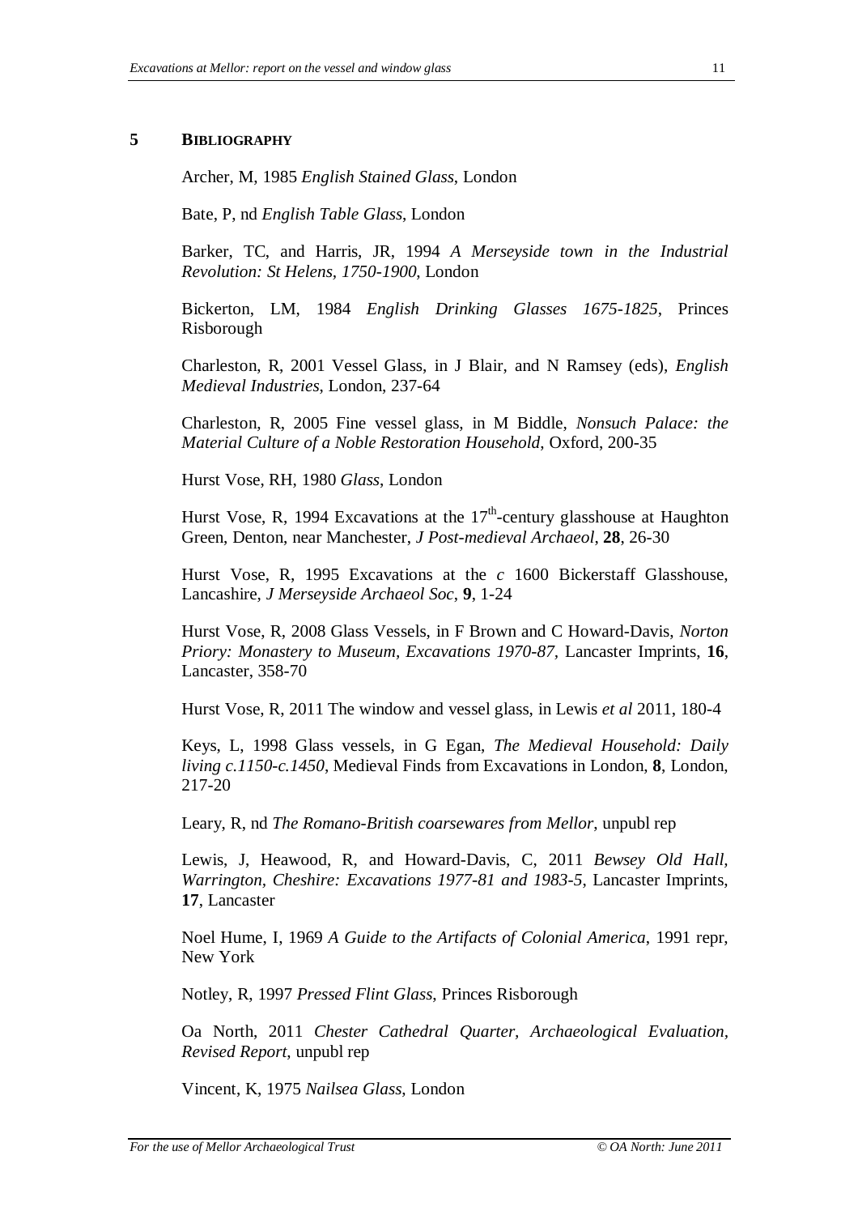## 5 BIBLIOGRAPHY

Archer, M, 1985 *English Stained Glass*, London

Bate, P, nd *English Table Glass*, London

Barker, TC, and Harris, JR, 1994 *A Merseyside town in the Industrial Revolution: St Helens, 1750-1900*, London

Bickerton, LM, 1984 *English Drinking Glasses 1675-1825*, Princes Risborough

Charleston, R, 2001 Vessel Glass, in J Blair, and N Ramsey (eds), *English Medieval Industries*, London, 237-64

Charleston, R, 2005 Fine vessel glass, in M Biddle, *Nonsuch Palace: the Material Culture of a Noble Restoration Household*, Oxford, 200-35

Hurst Vose, RH, 1980 *Glass*, London

Hurst Vose, R, 1994 Excavations at the 17th-century glasshouse at Haughton Green, Denton, near Manchester, *J Post-medieval Archaeol*, **28**, 26-30

Hurst Vose, R, 1995 Excavations at the *c* 1600 Bickerstaff Glasshouse, Lancashire, *J Merseyside Archaeol Soc*, **9**, 1-24

Hurst Vose, R, 2008 Glass Vessels, in F Brown and C Howard-Davis, *Norton Priory: Monastery to Museum, Excavations 1970-87*, Lancaster Imprints, **16**, Lancaster, 358-70

Hurst Vose, R, 2011 The window and vessel glass, in Lewis *et al* 2011, 180-4

Keys, L, 1998 Glass vessels, in G Egan, *The Medieval Household: Daily living c.1150-c.1450*, Medieval Finds from Excavations in London, **8**, London, 217-20

Leary, R, nd *The Romano-British coarsewares from Mellor*, unpubl rep

Lewis, J, Heawood, R, and Howard-Davis, C, 2011 *Bewsey Old Hall, Warrington, Cheshire: Excavations 1977-81 and 1983-5*, Lancaster Imprints, **17**, Lancaster

Noel Hume, I, 1969 *A Guide to the Artifacts of Colonial America*, 1991 repr, New York

Notley, R, 1997 *Pressed Flint Glass*, Princes Risborough

Oa North, 2011 *Chester Cathedral Quarter, Archaeological Evaluation, Revised Report*, unpubl rep

Vincent, K, 1975 *Nailsea Glass*, London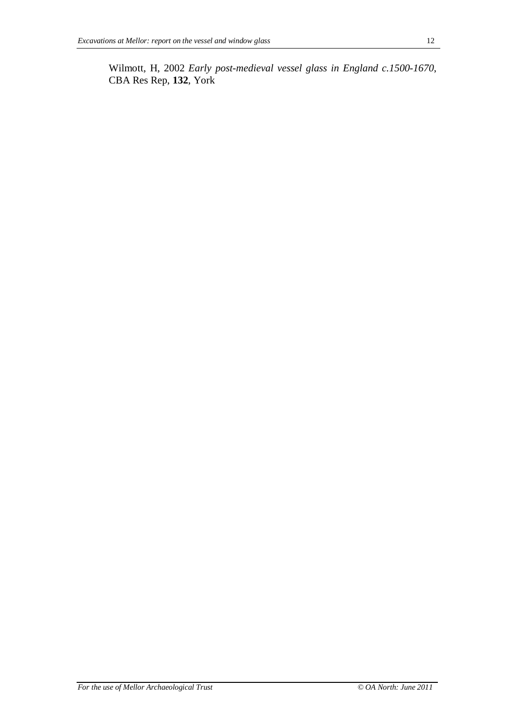Wilmott, H, 2002 *Early post-medieval vessel glass in England c.1500-1670*, CBA Res Rep, **132**, York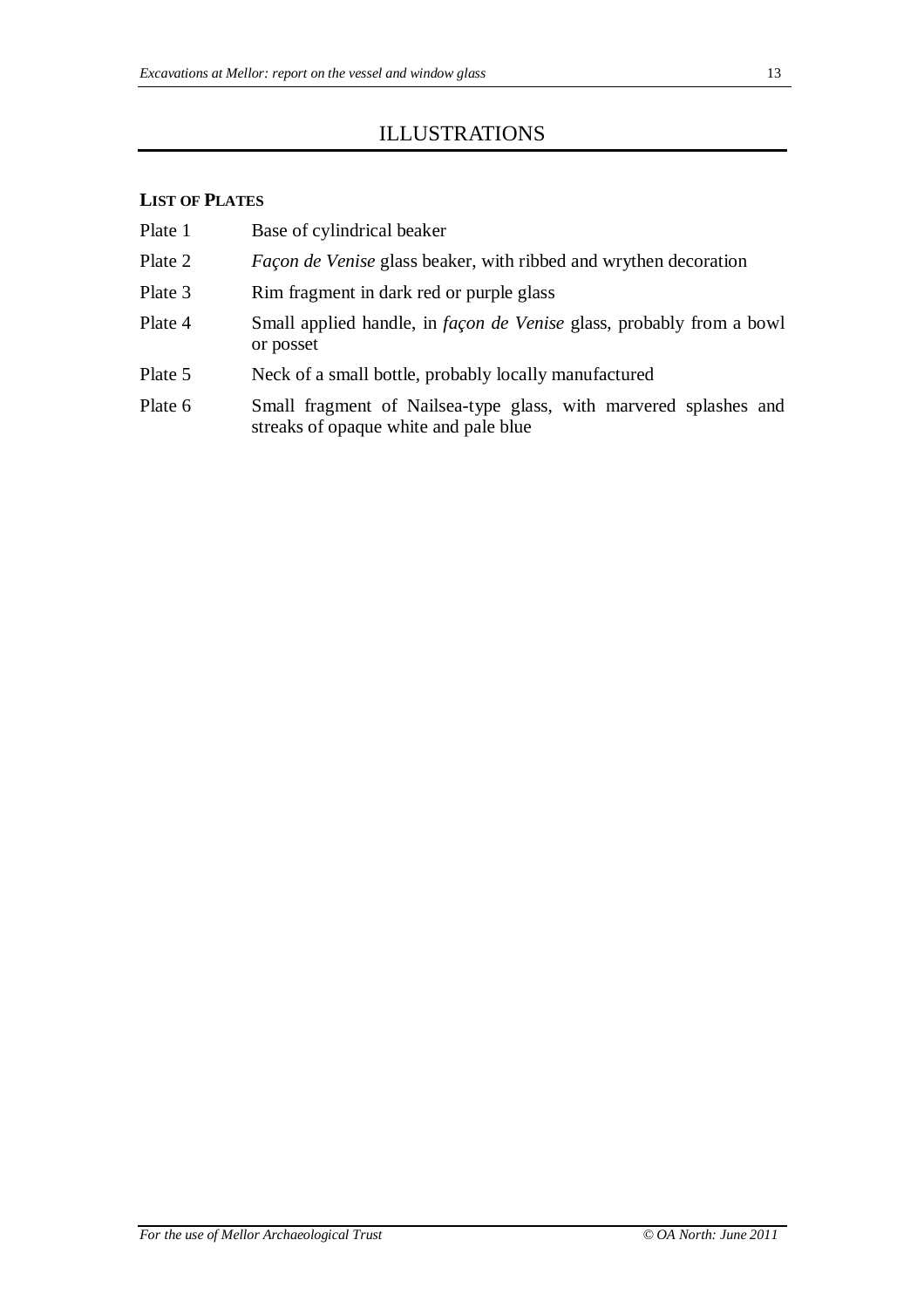# ILLUSTRATIONS

## LIST OF PLATES

| | |
|---|---|
| Plate 1 | Base of cylindrical beaker |
| Plate 2 | *Façon de Venise* glass beaker, with ribbed and wrythen decoration |
| Plate 3 | Rim fragment in dark red or purple glass |
| Plate 4 | Small applied handle, in *façon de Venise* glass, probably from a bowl or posset |
| Plate 5 | Neck of a small bottle, probably locally manufactured |
| Plate 6 | Small fragment of Nailsea-type glass, with marvered splashes and streaks of opaque white and pale blue |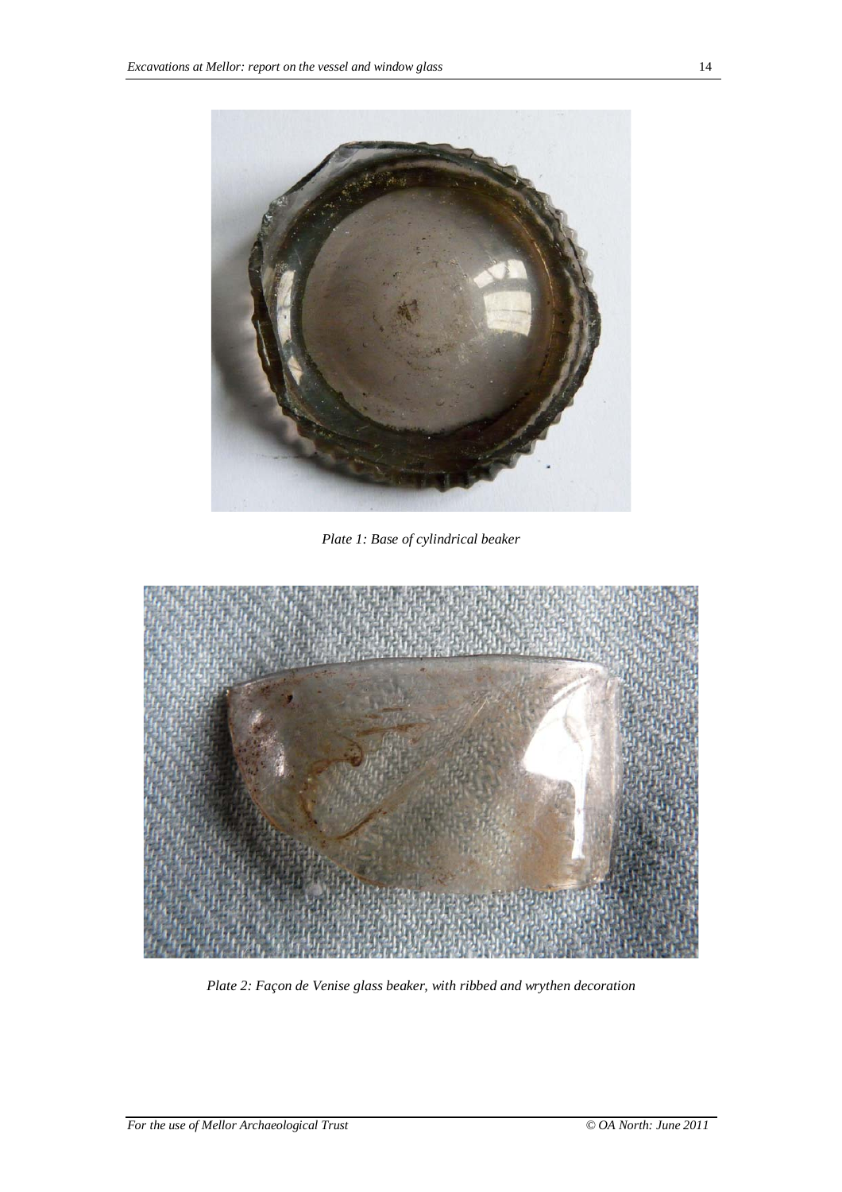*Plate 1: Base of cylindrical beaker*

*Plate 2: Façon de Venise glass beaker, with ribbed and wrythen decoration*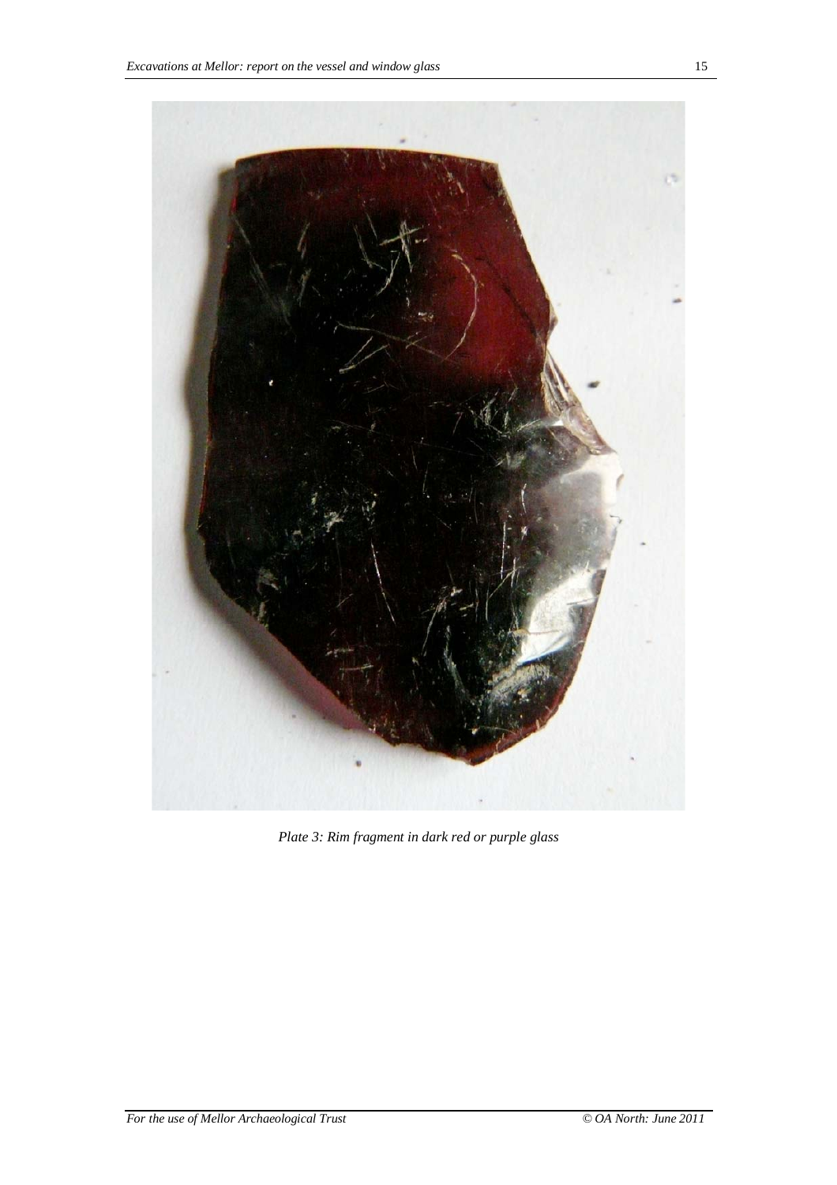*Plate 3: Rim fragment in dark red or purple glass*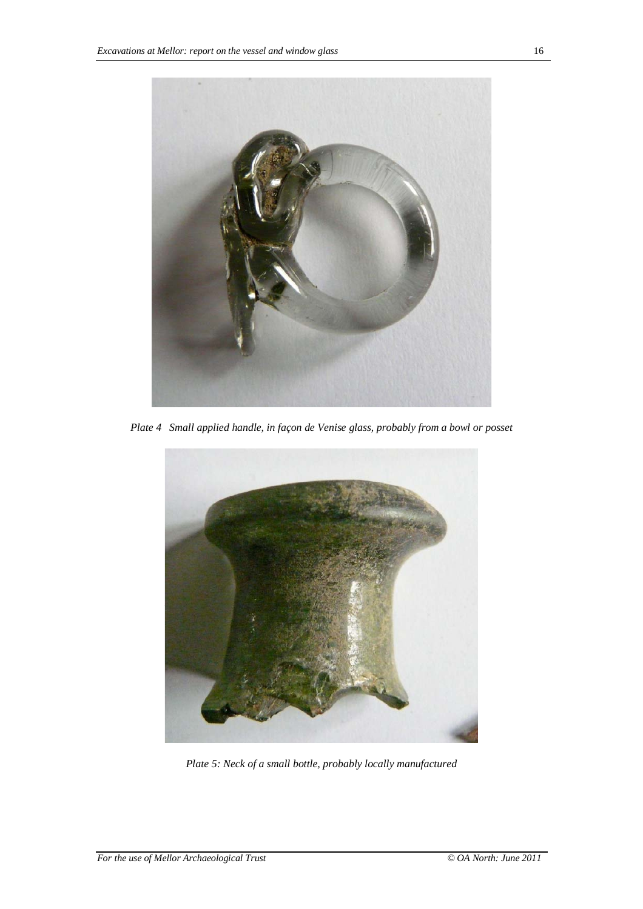*Plate 4 Small applied handle, in façon de Venise glass, probably from a bowl or posset*

*Plate 5: Neck of a small bottle, probably locally manufactured*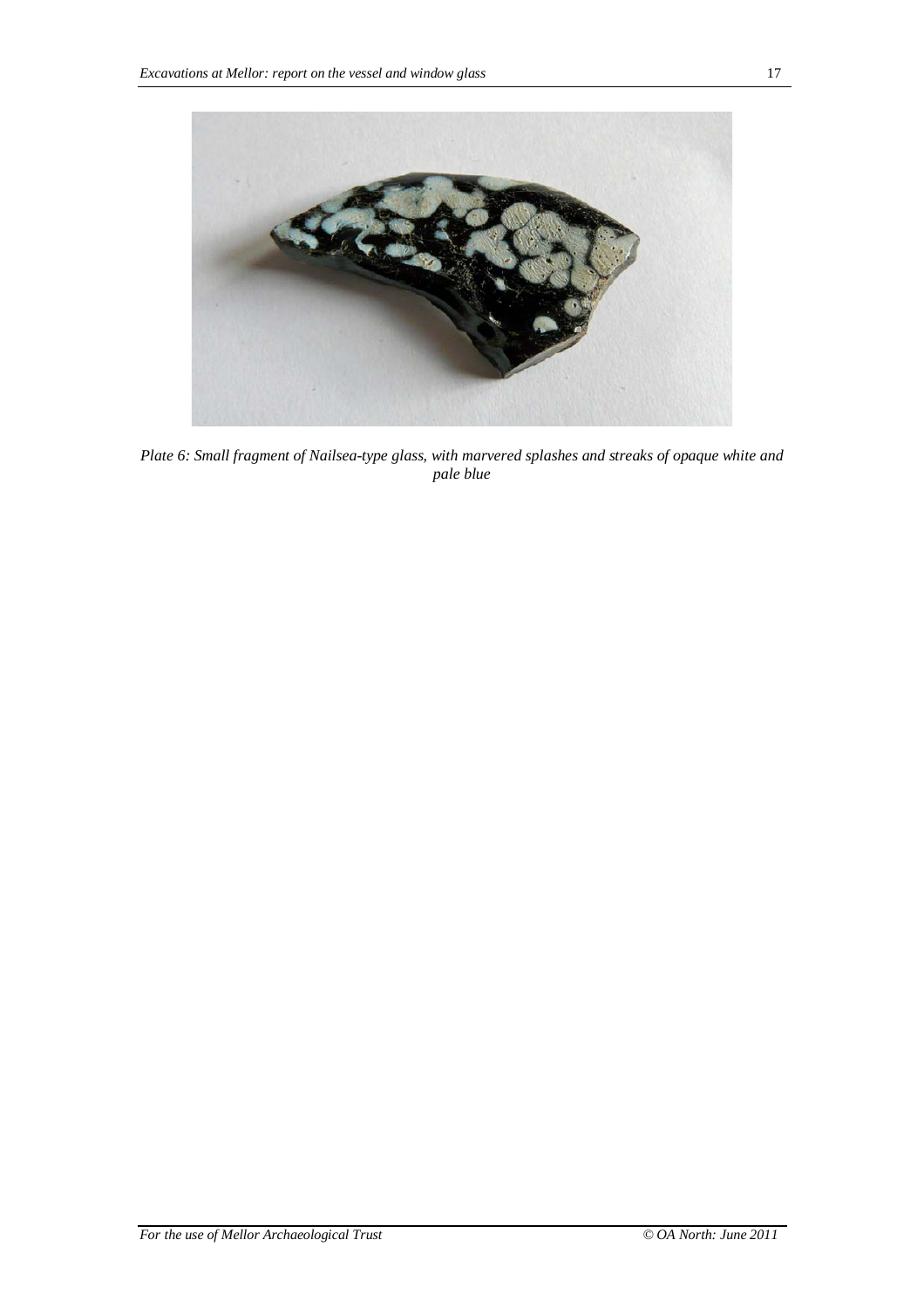*Plate 6: Small fragment of Nailsea-type glass, with marvered splashes and streaks of opaque white and pale blue*